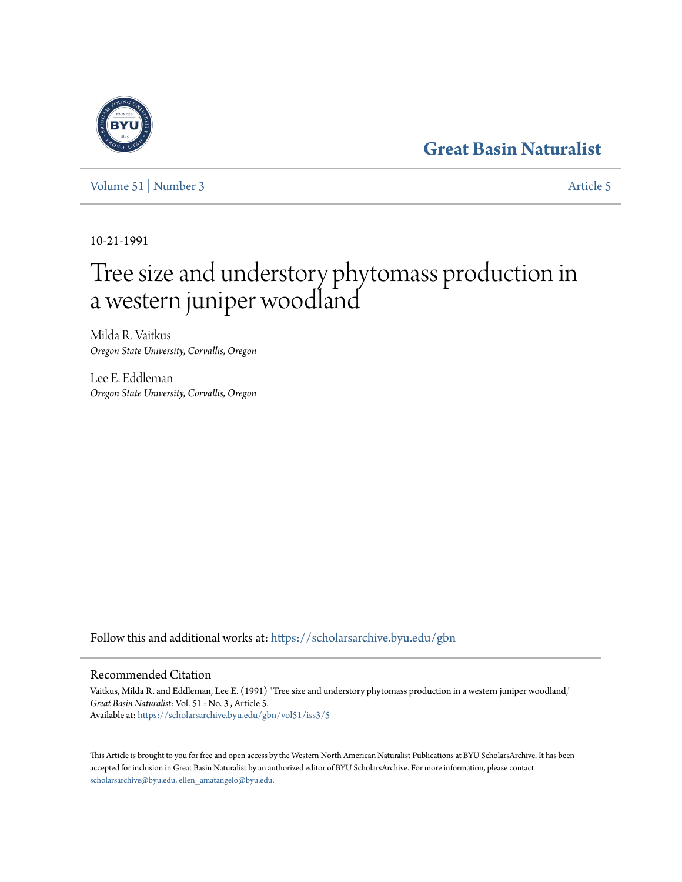# Great Basin Naturalist

Volume 51 | Number 3 Article 5

10-21-1991

# Tree size and understory phytomass production in a western juniper woodland

Milda R. Vaitkus
*Oregon State University, Corvallis, Oregon*

Lee E. Eddleman
*Oregon State University, Corvallis, Oregon*

Follow this and additional works at: https://scholarsarchive.byu.edu/gbn

## Recommended Citation

Vaitkus, Milda R. and Eddleman, Lee E. (1991) "Tree size and understory phytomass production in a western juniper woodland," *Great Basin Naturalist*: Vol. 51 : No. 3 , Article 5.
Available at: https://scholarsarchive.byu.edu/gbn/vol51/iss3/5

This Article is brought to you for free and open access by the Western North American Naturalist Publications at BYU ScholarsArchive. It has been accepted for inclusion in Great Basin Naturalist by an authorized editor of BYU ScholarsArchive. For more information, please contact scholarsarchive@byu.edu, ellen_amatangelo@byu.edu.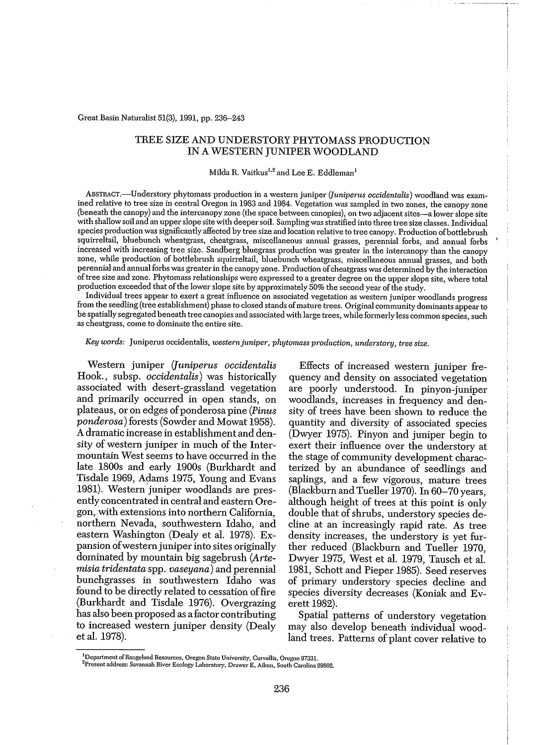# TREE SIZE AND UNDERSTORY PHYTOMASS PRODUCTION IN A WESTERN JUNIPER WOODLAND

Milda R. Vaitkus[1,2] and Lee E. Eddleman[1]

ABSTRACT.—Understory phytomass production in a western juniper (*Juniperus occidentalis*) woodland was examined relative to tree size in central Oregon in 1983 and 1984. Vegetation was sampled in two zones, the canopy zone (beneath the canopy) and the intercanopy zone (the space between canopies), on two adjacent sites—a lower slope site with shallow soil and an upper slope site with deeper soil. Sampling was stratified into three tree size classes. Individual species production was significantly affected by tree size and location relative to tree canopy. Production of bottlebrush squirreltail, bluebunch wheatgrass, cheatgrass, miscellaneous annual grasses, perennial forbs, and annual forbs increased with increasing tree size. Sandberg bluegrass production was greater in the intercanopy than the canopy zone, while production of bottlebrush squirreltail, bluebunch wheatgrass, miscellaneous annual grasses, and both perennial and annual forbs was greater in the canopy zone. Production of cheatgrass was determined by the interaction of tree size and zone. Phytomass relationships were expressed to a greater degree on the upper slope site, where total production exceeded that of the lower slope site by approximately 50% the second year of the study.

Individual trees appear to exert a great influence on associated vegetation as western juniper woodlands progress from the seedling (tree establishment) phase to closed stands of mature trees. Original community dominants appear to be spatially segregated beneath tree canopies and associated with large trees, while formerly less common species, such as cheatgrass, come to dominate the entire site.

*Key words:* Juniperus occidentalis, *western juniper, phytomass production, understory, tree size.*

Western juniper (*Juniperus occidentalis* Hook., subsp. *occidentalis*) was historically associated with desert-grassland vegetation and primarily occurred in open stands, on plateaus, or on edges of ponderosa pine (*Pinus ponderosa*) forests (Sowder and Mowat 1958). A dramatic increase in establishment and density of western juniper in much of the Intermountain West seems to have occurred in the late 1800s and early 1900s (Burkhardt and Tisdale 1969, Adams 1975, Young and Evans 1981). Western juniper woodlands are presently concentrated in central and eastern Oregon, with extensions into northern California, northern Nevada, southwestern Idaho, and eastern Washington (Dealy et al. 1978). Expansion of western juniper into sites originally dominated by mountain big sagebrush (*Artemisia tridentata* spp. *vaseyana*) and perennial bunchgrasses in southwestern Idaho was found to be directly related to cessation of fire (Burkhardt and Tisdale 1976). Overgrazing has also been proposed as a factor contributing to increased western juniper density (Dealy et al. 1978).

Effects of increased western juniper frequency and density on associated vegetation are poorly understood. In pinyon-juniper woodlands, increases in frequency and density of trees have been shown to reduce the quantity and diversity of associated species (Dwyer 1975). Pinyon and juniper begin to exert their influence over the understory at the stage of community development characterized by an abundance of seedlings and saplings, and a few vigorous, mature trees (Blackburn and Tueller 1970). In 60–70 years, although height of trees at this point is only double that of shrubs, understory species decline at an increasingly rapid rate. As tree density increases, the understory is yet further reduced (Blackburn and Tueller 1970, Dwyer 1975, West et al. 1979, Tausch et al. 1981, Schott and Pieper 1985). Seed reserves of primary understory species decline and species diversity decreases (Koniak and Everett 1982).

Spatial patterns of understory vegetation may also develop beneath individual woodland trees. Patterns of plant cover relative to

---

[1]Department of Rangeland Resources, Oregon State University, Corvallis, Oregon 97331.
[2]Present address: Savannah River Ecology Laboratory, Drawer E, Aiken, South Carolina 29802.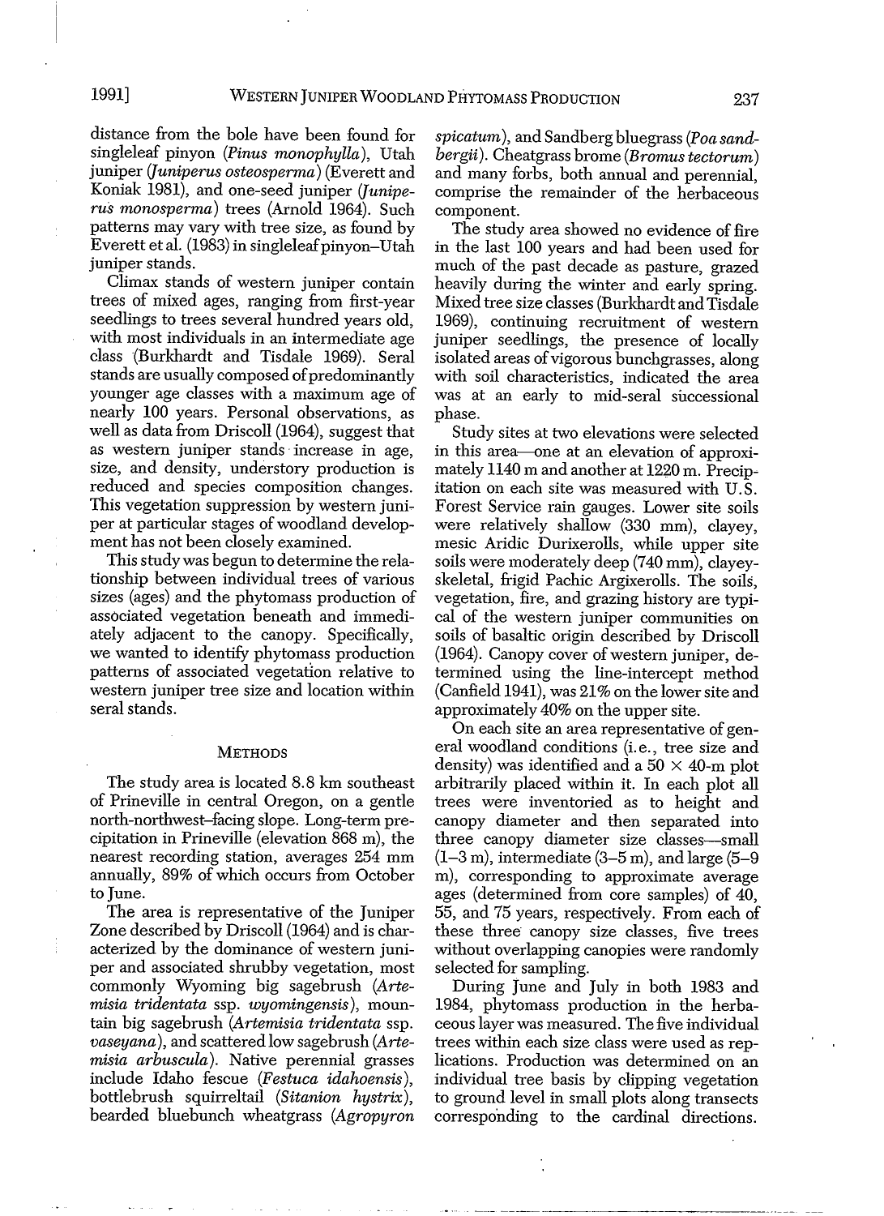distance from the bole have been found for singleleaf pinyon (*Pinus monophylla*), Utah juniper (*Juniperus osteosperma*) (Everett and Koniak 1981), and one-seed juniper (*Juniperus monosperma*) trees (Arnold 1964). Such patterns may vary with tree size, as found by Everett et al. (1983) in singleleaf pinyon–Utah juniper stands.

Climax stands of western juniper contain trees of mixed ages, ranging from first-year seedlings to trees several hundred years old, with most individuals in an intermediate age class (Burkhardt and Tisdale 1969). Seral stands are usually composed of predominantly younger age classes with a maximum age of nearly 100 years. Personal observations, as well as data from Driscoll (1964), suggest that as western juniper stands increase in age, size, and density, understory production is reduced and species composition changes. This vegetation suppression by western juniper at particular stages of woodland development has not been closely examined.

This study was begun to determine the relationship between individual trees of various sizes (ages) and the phytomass production of associated vegetation beneath and immediately adjacent to the canopy. Specifically, we wanted to identify phytomass production patterns of associated vegetation relative to western juniper tree size and location within seral stands.

## Methods

The study area is located 8.8 km southeast of Prineville in central Oregon, on a gentle north-northwest–facing slope. Long-term precipitation in Prineville (elevation 868 m), the nearest recording station, averages 254 mm annually, 89% of which occurs from October to June.

The area is representative of the Juniper Zone described by Driscoll (1964) and is characterized by the dominance of western juniper and associated shrubby vegetation, most commonly Wyoming big sagebrush (*Artemisia tridentata* ssp. *wyomingensis*), mountain big sagebrush (*Artemisia tridentata* ssp. *vaseyana*), and scattered low sagebrush (*Artemisia arbuscula*). Native perennial grasses include Idaho fescue (*Festuca idahoensis*), bottlebrush squirreltail (*Sitanion hystrix*), bearded bluebunch wheatgrass (*Agropyron spicatum*), and Sandberg bluegrass (*Poa sandbergii*). Cheatgrass brome (*Bromus tectorum*) and many forbs, both annual and perennial, comprise the remainder of the herbaceous component.

The study area showed no evidence of fire in the last 100 years and had been used for much of the past decade as pasture, grazed heavily during the winter and early spring. Mixed tree size classes (Burkhardt and Tisdale 1969), continuing recruitment of western juniper seedlings, the presence of locally isolated areas of vigorous bunchgrasses, along with soil characteristics, indicated the area was at an early to mid-seral successional phase.

Study sites at two elevations were selected in this area—one at an elevation of approximately 1140 m and another at 1220 m. Precipitation on each site was measured with U.S. Forest Service rain gauges. Lower site soils were relatively shallow (330 mm), clayey, mesic Aridic Durixerolls, while upper site soils were moderately deep (740 mm), clayey-skeletal, frigid Pachic Argixerolls. The soils, vegetation, fire, and grazing history are typical of the western juniper communities on soils of basaltic origin described by Driscoll (1964). Canopy cover of western juniper, determined using the line-intercept method (Canfield 1941), was 21% on the lower site and approximately 40% on the upper site.

On each site an area representative of general woodland conditions (i.e., tree size and density) was identified and a 50 × 40-m plot arbitrarily placed within it. In each plot all trees were inventoried as to height and canopy diameter and then separated into three canopy diameter size classes—small (1–3 m), intermediate (3–5 m), and large (5–9 m), corresponding to approximate average ages (determined from core samples) of 40, 55, and 75 years, respectively. From each of these three canopy size classes, five trees without overlapping canopies were randomly selected for sampling.

During June and July in both 1983 and 1984, phytomass production in the herbaceous layer was measured. The five individual trees within each size class were used as replications. Production was determined on an individual tree basis by clipping vegetation to ground level in small plots along transects corresponding to the cardinal directions.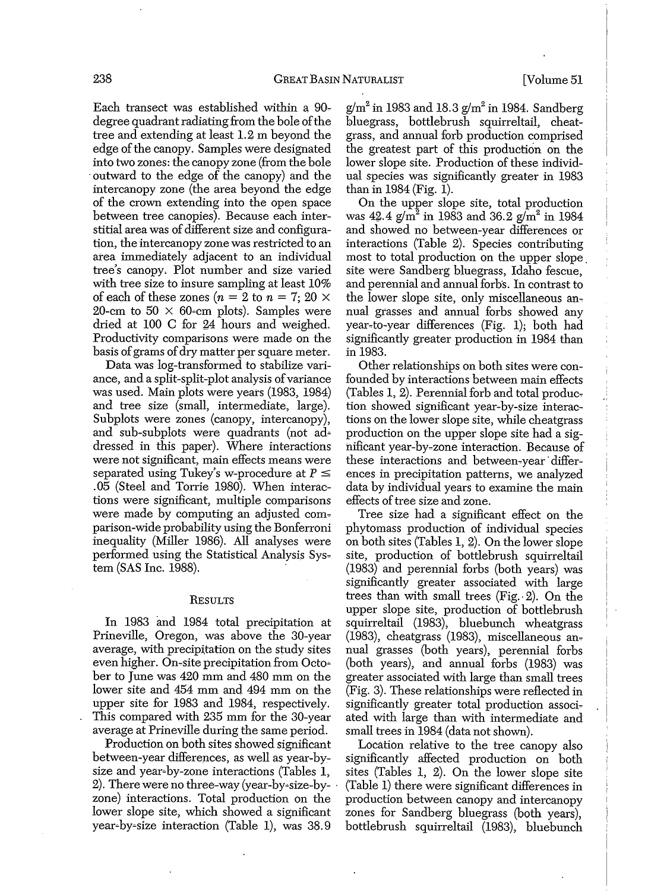Each transect was established within a 90-degree quadrant radiating from the bole of the tree and extending at least 1.2 m beyond the edge of the canopy. Samples were designated into two zones: the canopy zone (from the bole outward to the edge of the canopy) and the intercanopy zone (the area beyond the edge of the crown extending into the open space between tree canopies). Because each interstitial area was of different size and configuration, the intercanopy zone was restricted to an area immediately adjacent to an individual tree's canopy. Plot number and size varied with tree size to insure sampling at least 10% of each of these zones ($n = 2$ to $n = 7$; $20 \times 20$-cm to $50 \times 60$-cm plots). Samples were dried at 100 C for 24 hours and weighed. Productivity comparisons were made on the basis of grams of dry matter per square meter.

Data was log-transformed to stabilize variance, and a split-split-plot analysis of variance was used. Main plots were years (1983, 1984) and tree size (small, intermediate, large). Subplots were zones (canopy, intercanopy), and sub-subplots were quadrants (not addressed in this paper). Where interactions were not significant, main effects means were separated using Tukey's w-procedure at $P \leq .05$ (Steel and Torrie 1980). When interactions were significant, multiple comparisons were made by computing an adjusted comparison-wide probability using the Bonferroni inequality (Miller 1986). All analyses were performed using the Statistical Analysis System (SAS Inc. 1988).

## Results

In 1983 and 1984 total precipitation at Prineville, Oregon, was above the 30-year average, with precipitation on the study sites even higher. On-site precipitation from October to June was 420 mm and 480 mm on the lower site and 454 mm and 494 mm on the upper site for 1983 and 1984, respectively. This compared with 235 mm for the 30-year average at Prineville during the same period.

Production on both sites showed significant between-year differences, as well as year-by-size and year-by-zone interactions (Tables 1, 2). There were no three-way (year-by-size-by-zone) interactions. Total production on the lower slope site, which showed a significant year-by-size interaction (Table 1), was 38.9 $g/m^2$ in 1983 and 18.3 $g/m^2$ in 1984. Sandberg bluegrass, bottlebrush squirreltail, cheatgrass, and annual forb production comprised the greatest part of this production on the lower slope site. Production of these individual species was significantly greater in 1983 than in 1984 (Fig. 1).

On the upper slope site, total production was 42.4 $g/m^2$ in 1983 and 36.2 $g/m^2$ in 1984 and showed no between-year differences or interactions (Table 2). Species contributing most to total production on the upper slope site were Sandberg bluegrass, Idaho fescue, and perennial and annual forbs. In contrast to the lower slope site, only miscellaneous annual grasses and annual forbs showed any year-to-year differences (Fig. 1); both had significantly greater production in 1984 than in 1983.

Other relationships on both sites were confounded by interactions between main effects (Tables 1, 2). Perennial forb and total production showed significant year-by-size interactions on the lower slope site, while cheatgrass production on the upper slope site had a significant year-by-zone interaction. Because of these interactions and between-year differences in precipitation patterns, we analyzed data by individual years to examine the main effects of tree size and zone.

Tree size had a significant effect on the phytomass production of individual species on both sites (Tables 1, 2). On the lower slope site, production of bottlebrush squirreltail (1983) and perennial forbs (both years) was significantly greater associated with large trees than with small trees (Fig. 2). On the upper slope site, production of bottlebrush squirreltail (1983), bluebunch wheatgrass (1983), cheatgrass (1983), miscellaneous annual grasses (both years), perennial forbs (both years), and annual forbs (1983) was greater associated with large than small trees (Fig. 3). These relationships were reflected in significantly greater total production associated with large than with intermediate and small trees in 1984 (data not shown).

Location relative to the tree canopy also significantly affected production on both sites (Tables 1, 2). On the lower slope site (Table 1) there were significant differences in production between canopy and intercanopy zones for Sandberg bluegrass (both years), bottlebrush squirreltail (1983), bluebunch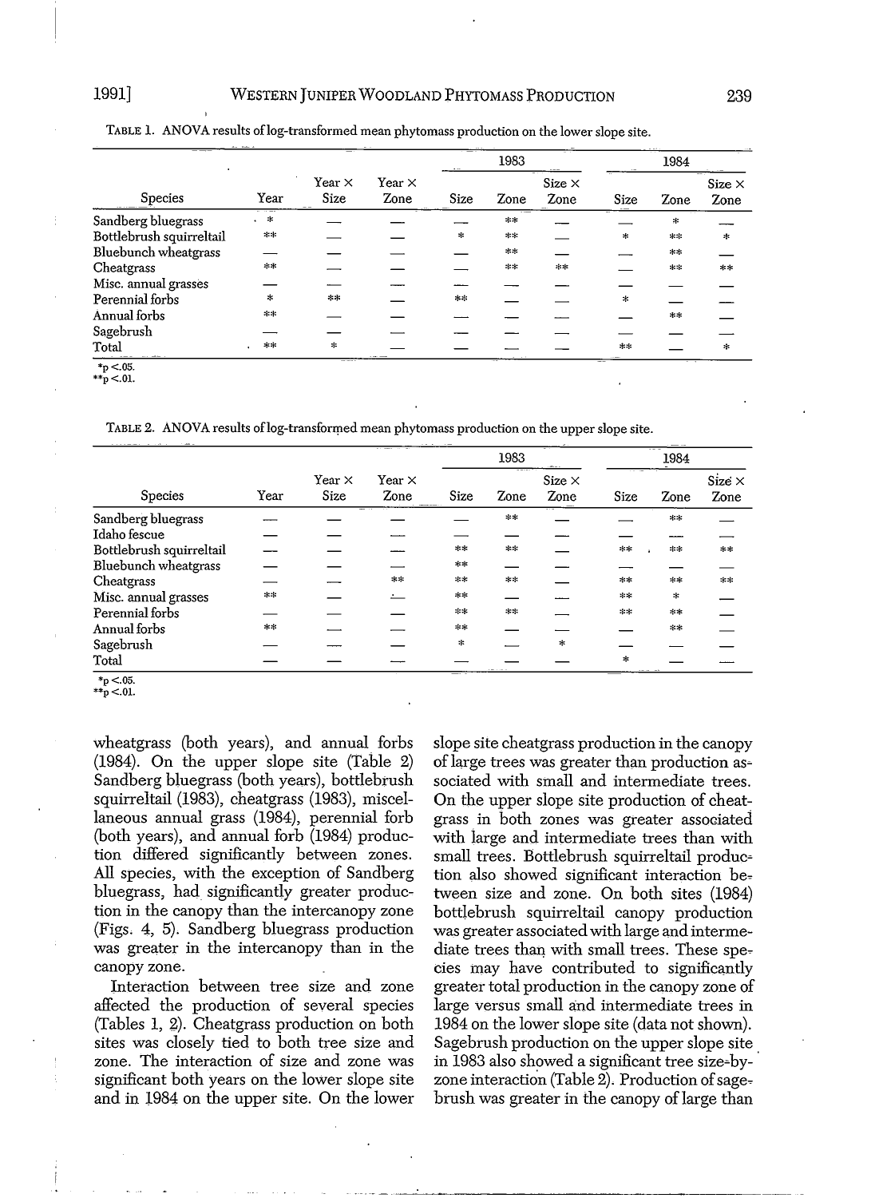TABLE 1. ANOVA results of log-transformed mean phytomass production on the lower slope site.

| Species | Year | Year × Size | Year × Zone | 1983 Size | 1983 Zone | 1983 Size × Zone | 1984 Size | 1984 Zone | 1984 Size × Zone |
|---|---|---|---|---|---|---|---|---|---|
| Sandberg bluegrass | * | — | — | — | ** | — | — | * | — |
| Bottlebrush squirreltail | ** | — | — | * | ** | — | * | ** | * |
| Bluebunch wheatgrass | — | — | — | — | ** | — | — | ** | — |
| Cheatgrass | ** | — | — | — | ** | ** | — | ** | ** |
| Misc. annual grasses | — | — | — | — | — | — | — | — | — |
| Perennial forbs | * | ** | — | ** | — | — | * | — | — |
| Annual forbs | ** | — | — | — | — | — | — | ** | — |
| Sagebrush | — | — | — | — | — | — | — | — | — |
| Total | ** | * | — | — | — | — | ** | — | * |

*p <.05.
**p <.01.

TABLE 2. ANOVA results of log-transformed mean phytomass production on the upper slope site.

| Species | Year | Year × Size | Year × Zone | 1983 Size | 1983 Zone | 1983 Size × Zone | 1984 Size | 1984 Zone | 1984 Size × Zone |
|---|---|---|---|---|---|---|---|---|---|
| Sandberg bluegrass | — | — | — | — | ** | — | — | ** | — |
| Idaho fescue | — | — | — | — | — | — | — | — | — |
| Bottlebrush squirreltail | — | — | — | ** | ** | — | ** | ** | ** |
| Bluebunch wheatgrass | — | — | — | ** | — | — | — | — | — |
| Cheatgrass | — | — | ** | ** | ** | — | ** | ** | ** |
| Misc. annual grasses | ** | — | — | ** | — | — | ** | * | — |
| Perennial forbs | — | — | — | ** | ** | — | ** | ** | — |
| Annual forbs | ** | — | — | ** | — | — | — | ** | — |
| Sagebrush | — | — | — | * | — | * | — | — | — |
| Total | — | — | — | — | — | — | * | — | — |

*p <.05.
**p <.01.

wheatgrass (both years), and annual forbs (1984). On the upper slope site (Table 2) Sandberg bluegrass (both years), bottlebrush squirreltail (1983), cheatgrass (1983), miscellaneous annual grass (1984), perennial forb (both years), and annual forb (1984) production differed significantly between zones. All species, with the exception of Sandberg bluegrass, had significantly greater production in the canopy than the intercanopy zone (Figs. 4, 5). Sandberg bluegrass production was greater in the intercanopy than in the canopy zone.

Interaction between tree size and zone affected the production of several species (Tables 1, 2). Cheatgrass production on both sites was closely tied to both tree size and zone. The interaction of size and zone was significant both years on the lower slope site and in 1984 on the upper site. On the lower slope site cheatgrass production in the canopy of large trees was greater than production associated with small and intermediate trees. On the upper slope site production of cheatgrass in both zones was greater associated with large and intermediate trees than with small trees. Bottlebrush squirreltail production also showed significant interaction between size and zone. On both sites (1984) bottlebrush squirreltail canopy production was greater associated with large and intermediate trees than with small trees. These species may have contributed to significantly greater total production in the canopy zone of large versus small and intermediate trees in 1984 on the lower slope site (data not shown). Sagebrush production on the upper slope site in 1983 also showed a significant tree size-by-zone interaction (Table 2). Production of sagebrush was greater in the canopy of large than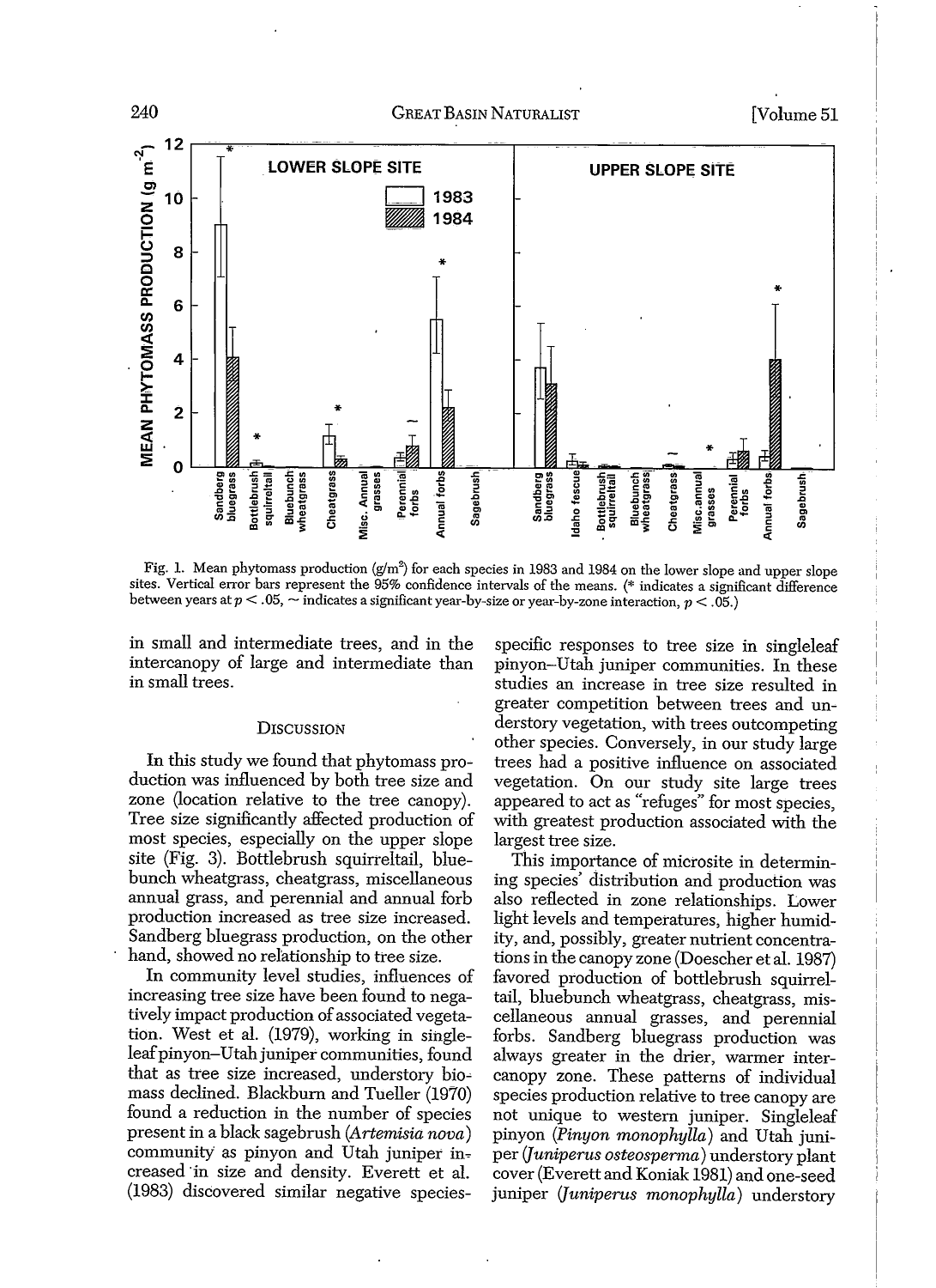Fig. 1. Mean phytomass production (g/m$^2$) for each species in 1983 and 1984 on the lower slope and upper slope sites. Vertical error bars represent the 95% confidence intervals of the means. (* indicates a significant difference between years at $p < .05$, ~ indicates a significant year-by-size or year-by-zone interaction, $p < .05$.)

in small and intermediate trees, and in the intercanopy of large and intermediate than in small trees.

## Discussion

In this study we found that phytomass production was influenced by both tree size and zone (location relative to the tree canopy). Tree size significantly affected production of most species, especially on the upper slope site (Fig. 3). Bottlebrush squirreltail, bluebunch wheatgrass, cheatgrass, miscellaneous annual grass, and perennial and annual forb production increased as tree size increased. Sandberg bluegrass production, on the other hand, showed no relationship to tree size.

In community level studies, influences of increasing tree size have been found to negatively impact production of associated vegetation. West et al. (1979), working in singleleaf pinyon–Utah juniper communities, found that as tree size increased, understory biomass declined. Blackburn and Tueller (1970) found a reduction in the number of species present in a black sagebrush (*Artemisia nova*) community as pinyon and Utah juniper increased in size and density. Everett et al. (1983) discovered similar negative species-specific responses to tree size in singleleaf pinyon–Utah juniper communities. In these studies an increase in tree size resulted in greater competition between trees and understory vegetation, with trees outcompeting other species. Conversely, in our study large trees had a positive influence on associated vegetation. On our study site large trees appeared to act as "refuges" for most species, with greatest production associated with the largest tree size.

This importance of microsite in determining species' distribution and production was also reflected in zone relationships. Lower light levels and temperatures, higher humidity, and, possibly, greater nutrient concentrations in the canopy zone (Doescher et al. 1987) favored production of bottlebrush squirreltail, bluebunch wheatgrass, cheatgrass, miscellaneous annual grasses, and perennial forbs. Sandberg bluegrass production was always greater in the drier, warmer intercanopy zone. These patterns of individual species production relative to tree canopy are not unique to western juniper. Singleleaf pinyon (*Pinyon monophylla*) and Utah juniper (*Juniperus osteosperma*) understory plant cover (Everett and Koniak 1981) and one-seed juniper (*Juniperus monophylla*) understory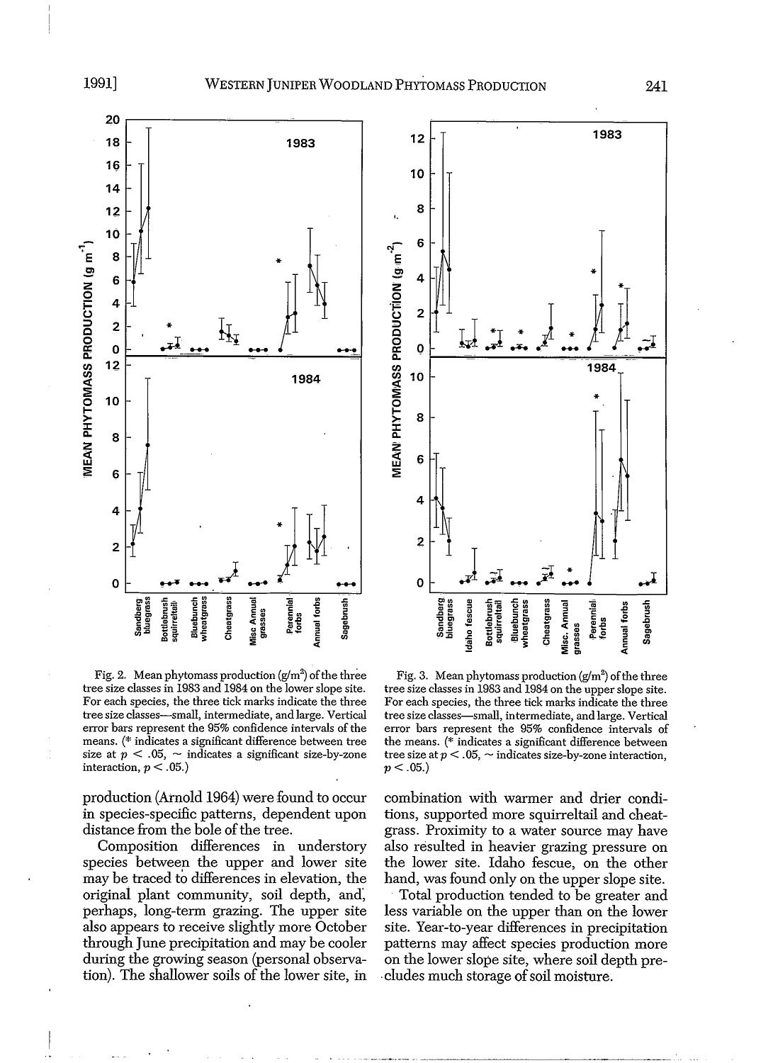Fig. 2. Mean phytomass production (g/m$^2$) of the three tree size classes in 1983 and 1984 on the lower slope site. For each species, the three tick marks indicate the three tree size classes—small, intermediate, and large. Vertical error bars represent the 95% confidence intervals of the means. (* indicates a significant difference between tree size at $p < .05$, ~ indicates a significant size-by-zone interaction, $p < .05$.)

Fig. 3. Mean phytomass production (g/m$^2$) of the three tree size classes in 1983 and 1984 on the upper slope site. For each species, the three tick marks indicate the three tree size classes—small, intermediate, and large. Vertical error bars represent the 95% confidence intervals of the means. (* indicates a significant difference between tree size at $p < .05$, ~ indicates size-by-zone interaction, $p < .05$.)

production (Arnold 1964) were found to occur in species-specific patterns, dependent upon distance from the bole of the tree.

Composition differences in understory species between the upper and lower site may be traced to differences in elevation, the original plant community, soil depth, and, perhaps, long-term grazing. The upper site also appears to receive slightly more October through June precipitation and may be cooler during the growing season (personal observation). The shallower soils of the lower site, in combination with warmer and drier conditions, supported more squirreltail and cheatgrass. Proximity to a water source may have also resulted in heavier grazing pressure on the lower site. Idaho fescue, on the other hand, was found only on the upper slope site.

Total production tended to be greater and less variable on the upper than on the lower site. Year-to-year differences in precipitation patterns may affect species production more on the lower slope site, where soil depth precludes much storage of soil moisture.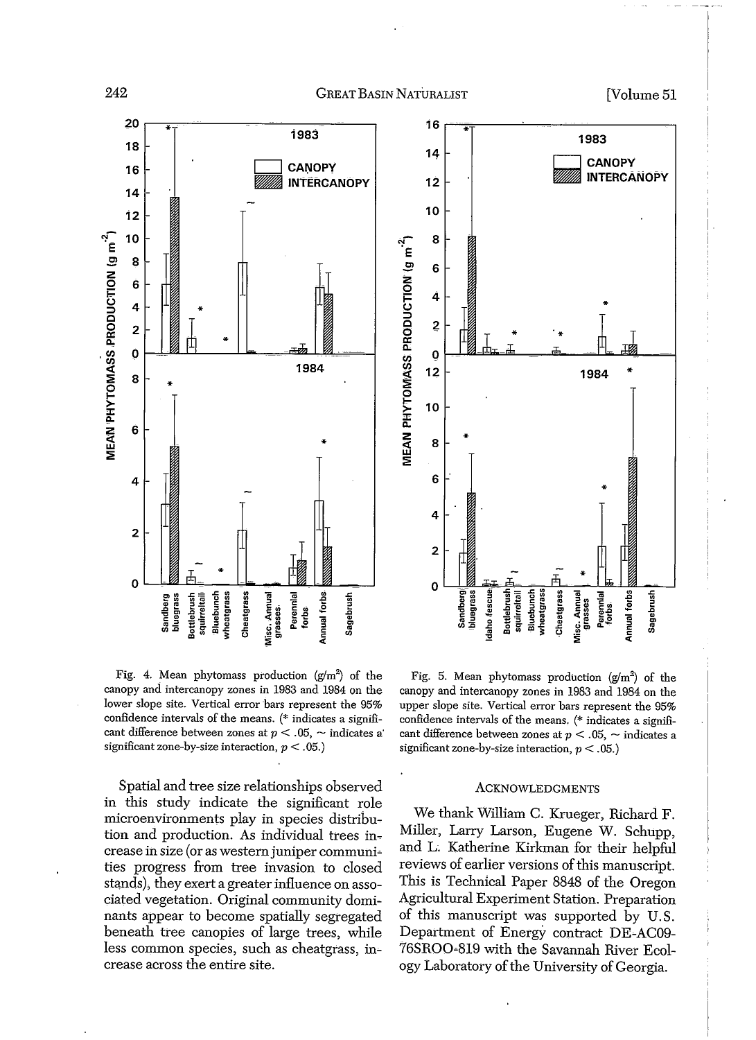Fig. 4. Mean phytomass production (g/m²) of the canopy and intercanopy zones in 1983 and 1984 on the lower slope site. Vertical error bars represent the 95% confidence intervals of the means. (* indicates a significant difference between zones at $p < .05$, ~ indicates a significant zone-by-size interaction, $p < .05$.)

Fig. 5. Mean phytomass production (g/m²) of the canopy and intercanopy zones in 1983 and 1984 on the upper slope site. Vertical error bars represent the 95% confidence intervals of the means. (* indicates a significant difference between zones at $p < .05$, ~ indicates a significant zone-by-size interaction, $p < .05$.)

Spatial and tree size relationships observed in this study indicate the significant role microenvironments play in species distribution and production. As individual trees increase in size (or as western juniper communities progress from tree invasion to closed stands), they exert a greater influence on associated vegetation. Original community dominants appear to become spatially segregated beneath tree canopies of large trees, while less common species, such as cheatgrass, increase across the entire site.

## Acknowledgments

We thank William C. Krueger, Richard F. Miller, Larry Larson, Eugene W. Schupp, and L. Katherine Kirkman for their helpful reviews of earlier versions of this manuscript. This is Technical Paper 8848 of the Oregon Agricultural Experiment Station. Preparation of this manuscript was supported by U.S. Department of Energy contract DE-AC09-76SROO-819 with the Savannah River Ecology Laboratory of the University of Georgia.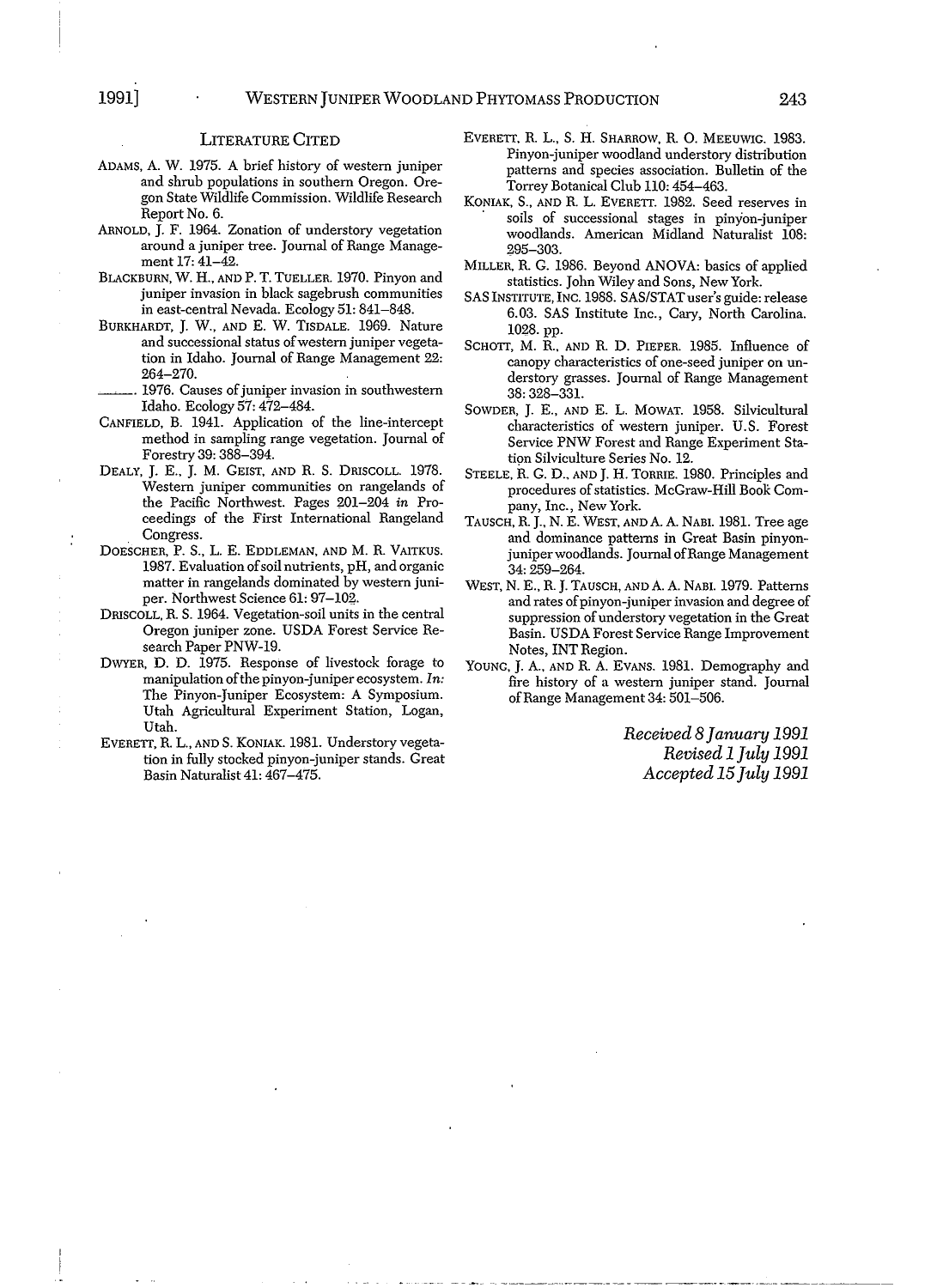## Literature Cited

Adams, A. W. 1975. A brief history of western juniper and shrub populations in southern Oregon. Oregon State Wildlife Commission. Wildlife Research Report No. 6.

Arnold, J. F. 1964. Zonation of understory vegetation around a juniper tree. Journal of Range Management 17: 41–42.

Blackburn, W. H., and P. T. Tueller. 1970. Pinyon and juniper invasion in black sagebrush communities in east-central Nevada. Ecology 51: 841–848.

Burkhardt, J. W., and E. W. Tisdale. 1969. Nature and successional status of western juniper vegetation in Idaho. Journal of Range Management 22: 264–270.

______. 1976. Causes of juniper invasion in southwestern Idaho. Ecology 57: 472–484.

Canfield, B. 1941. Application of the line-intercept method in sampling range vegetation. Journal of Forestry 39: 388–394.

Dealy, J. E., J. M. Geist, and R. S. Driscoll. 1978. Western juniper communities on rangelands of the Pacific Northwest. Pages 201–204 *in* Proceedings of the First International Rangeland Congress.

Doescher, P. S., L. E. Eddleman, and M. R. Vaitkus. 1987. Evaluation of soil nutrients, pH, and organic matter in rangelands dominated by western juniper. Northwest Science 61: 97–102.

Driscoll, R. S. 1964. Vegetation-soil units in the central Oregon juniper zone. USDA Forest Service Research Paper PNW-19.

Dwyer, D. D. 1975. Response of livestock forage to manipulation of the pinyon-juniper ecosystem. *In:* The Pinyon-Juniper Ecosystem: A Symposium. Utah Agricultural Experiment Station, Logan, Utah.

Everett, R. L., and S. Koniak. 1981. Understory vegetation in fully stocked pinyon-juniper stands. Great Basin Naturalist 41: 467–475.

Everett, R. L., S. H. Sharrow, R. O. Meeuwig. 1983. Pinyon-juniper woodland understory distribution patterns and species association. Bulletin of the Torrey Botanical Club 110: 454–463.

Koniak, S., and R. L. Everett. 1982. Seed reserves in soils of successional stages in pinyon-juniper woodlands. American Midland Naturalist 108: 295–303.

Miller, R. G. 1986. Beyond ANOVA: basics of applied statistics. John Wiley and Sons, New York.

SAS Institute, Inc. 1988. SAS/STAT user's guide: release 6.03. SAS Institute Inc., Cary, North Carolina. 1028. pp.

Schott, M. R., and R. D. Pieper. 1985. Influence of canopy characteristics of one-seed juniper on understory grasses. Journal of Range Management 38: 328–331.

Sowder, J. E., and E. L. Mowat. 1958. Silvicultural characteristics of western juniper. U.S. Forest Service PNW Forest and Range Experiment Station Silviculture Series No. 12.

Steele, R. G. D., and J. H. Torrie. 1980. Principles and procedures of statistics. McGraw-Hill Book Company, Inc., New York.

Tausch, R. J., N. E. West, and A. A. Nabi. 1981. Tree age and dominance patterns in Great Basin pinyon-juniper woodlands. Journal of Range Management 34: 259–264.

West, N. E., R. J. Tausch, and A. A. Nabi. 1979. Patterns and rates of pinyon-juniper invasion and degree of suppression of understory vegetation in the Great Basin. USDA Forest Service Range Improvement Notes, INT Region.

Young, J. A., and R. A. Evans. 1981. Demography and fire history of a western juniper stand. Journal of Range Management 34: 501–506.

*Received 8 January 1991*
*Revised 1 July 1991*
*Accepted 15 July 1991*